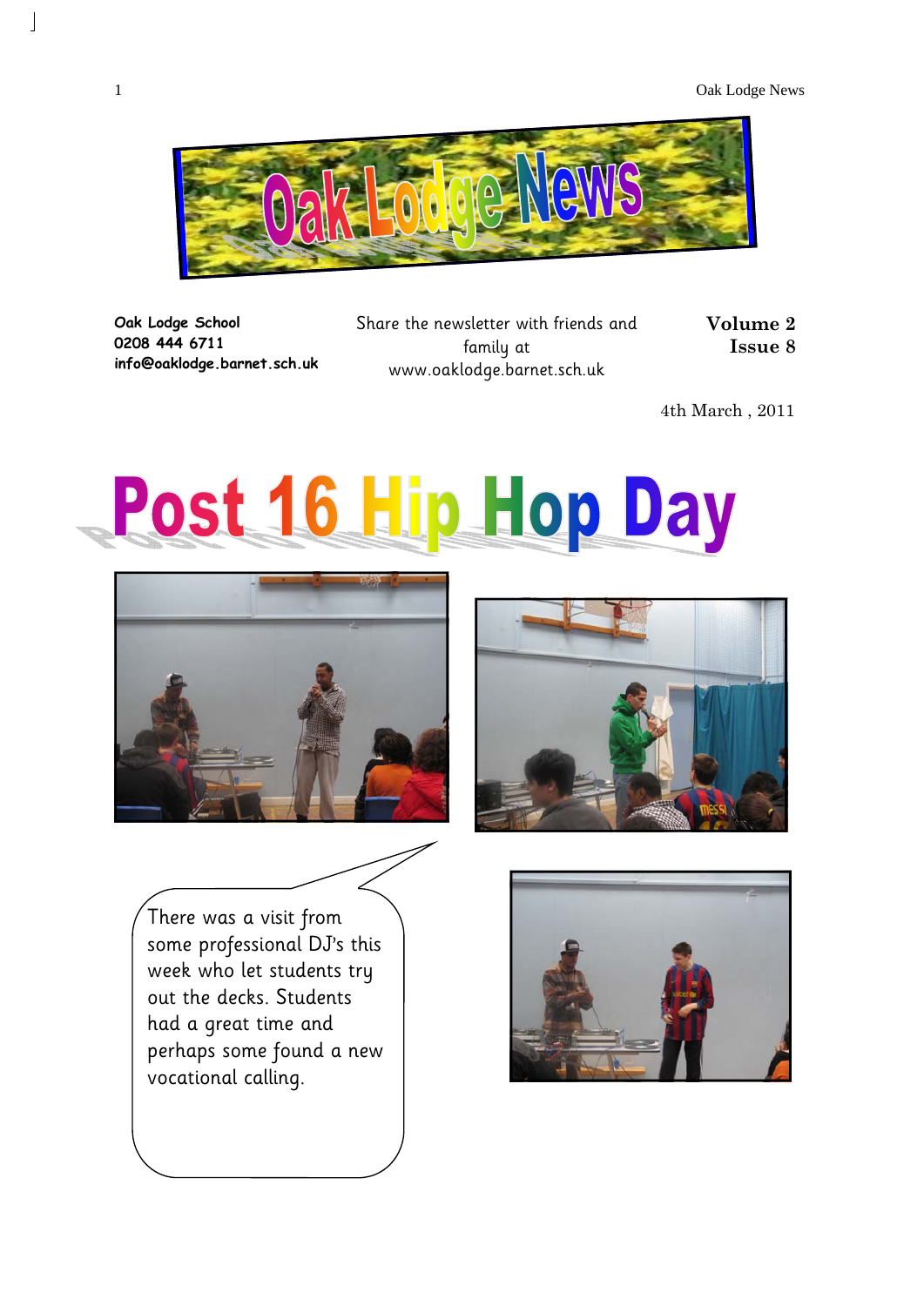# Oak Lodge News

**Oak Lodge School**
**0208 444 6711**
**info@oaklodge.barnet.sch.uk**

Share the newsletter with friends and family at www.oaklodge.barnet.sch.uk

**Volume 2**
**Issue 8**

4th March , 2011

# Post 16 Hip Hop Day

There was a visit from some professional DJ's this week who let students try out the decks. Students had a great time and perhaps some found a new vocational calling.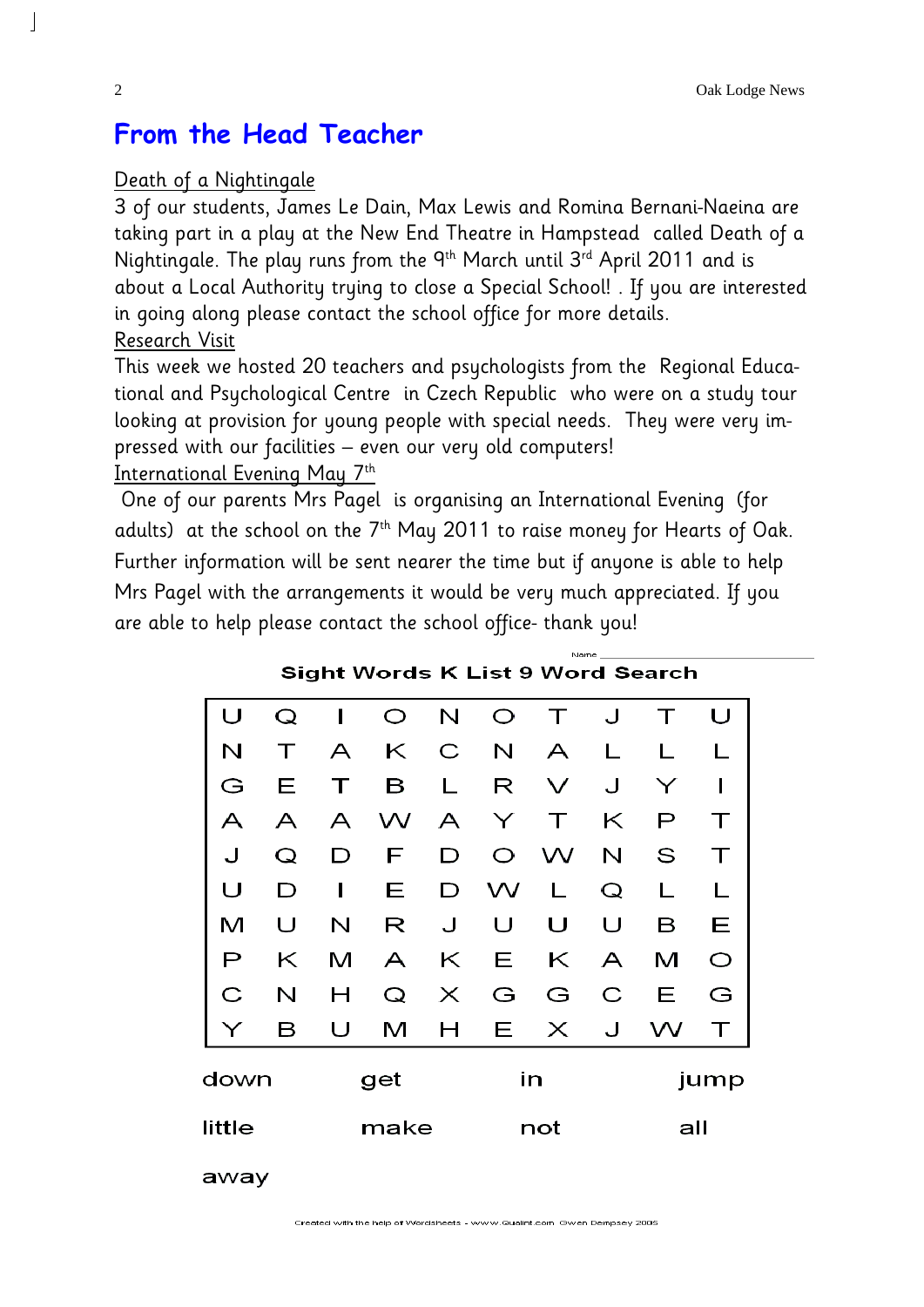## From the Head Teacher

Death of a Nightingale

3 of our students, James Le Dain, Max Lewis and Romina Bernani-Naeina are taking part in a play at the New End Theatre in Hampstead called Death of a Nightingale. The play runs from the 9th March until 3rd April 2011 and is about a Local Authority trying to close a Special School! . If you are interested in going along please contact the school office for more details.

Research Visit

This week we hosted 20 teachers and psychologists from the Regional Educational and Psychological Centre in Czech Republic who were on a study tour looking at provision for young people with special needs. They were very impressed with our facilities – even our very old computers!

International Evening May 7th

One of our parents Mrs Pagel is organising an International Evening (for adults) at the school on the 7th May 2011 to raise money for Hearts of Oak. Further information will be sent nearer the time but if anyone is able to help Mrs Pagel with the arrangements it would be very much appreciated. If you are able to help please contact the school office- thank you!

Name ____________________

### Sight Words K List 9 Word Search

| | | | | | | | | | |
|---|---|---|---|---|---|---|---|---|---|
| U | Q | I | O | N | O | T | J | T | U |
| N | T | A | K | C | N | A | L | L | L |
| G | E | T | B | L | R | V | J | Y | I |
| A | A | A | W | A | Y | T | K | P | T |
| J | Q | D | F | D | O | W | N | S | T |
| U | D | I | E | D | W | L | Q | L | L |
| M | U | N | R | J | U | U | U | B | E |
| P | K | M | A | K | E | K | A | M | O |
| C | N | H | Q | X | G | G | C | E | G |
| Y | B | U | M | H | E | X | J | W | T |

down get in jump

little make not all

away

Created with the help of Wordsheets - www.Qualint.com Gwen Dempsey 2006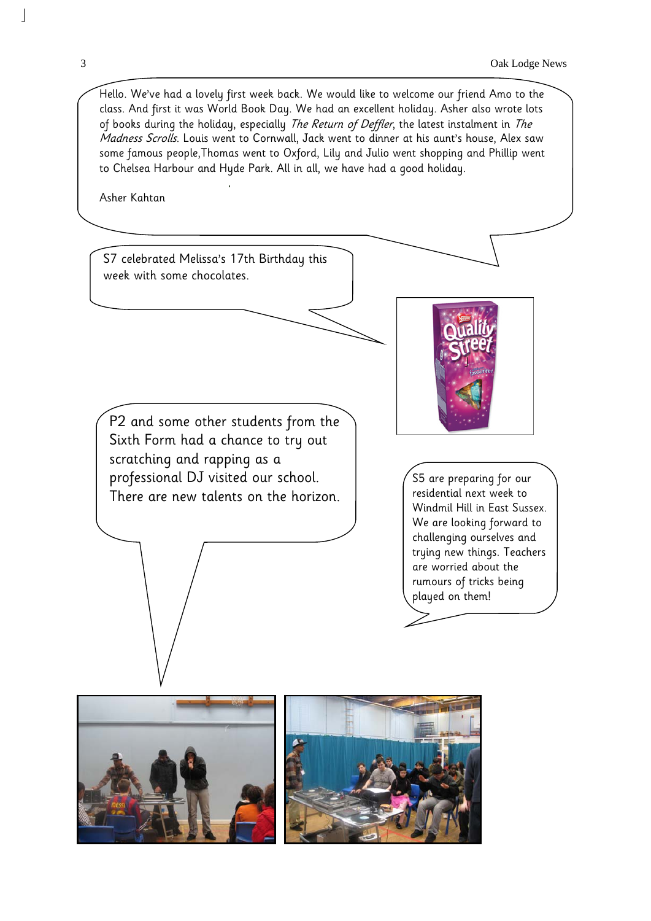Hello. We've had a lovely first week back. We would like to welcome our friend Amo to the class. And first it was World Book Day. We had an excellent holiday. Asher also wrote lots of books during the holiday, especially *The Return of Deffler*, the latest instalment in *The Madness Scrolls*. Louis went to Cornwall, Jack went to dinner at his aunt's house, Alex saw some famous people,Thomas went to Oxford, Lily and Julio went shopping and Phillip went to Chelsea Harbour and Hyde Park. All in all, we have had a good holiday.

Asher Kahtan

S7 celebrated Melissa's 17th Birthday this week with some chocolates.

P2 and some other students from the Sixth Form had a chance to try out scratching and rapping as a professional DJ visited our school. There are new talents on the horizon.

S5 are preparing for our residential next week to Windmil Hill in East Sussex. We are looking forward to challenging ourselves and trying new things. Teachers are worried about the rumours of tricks being played on them!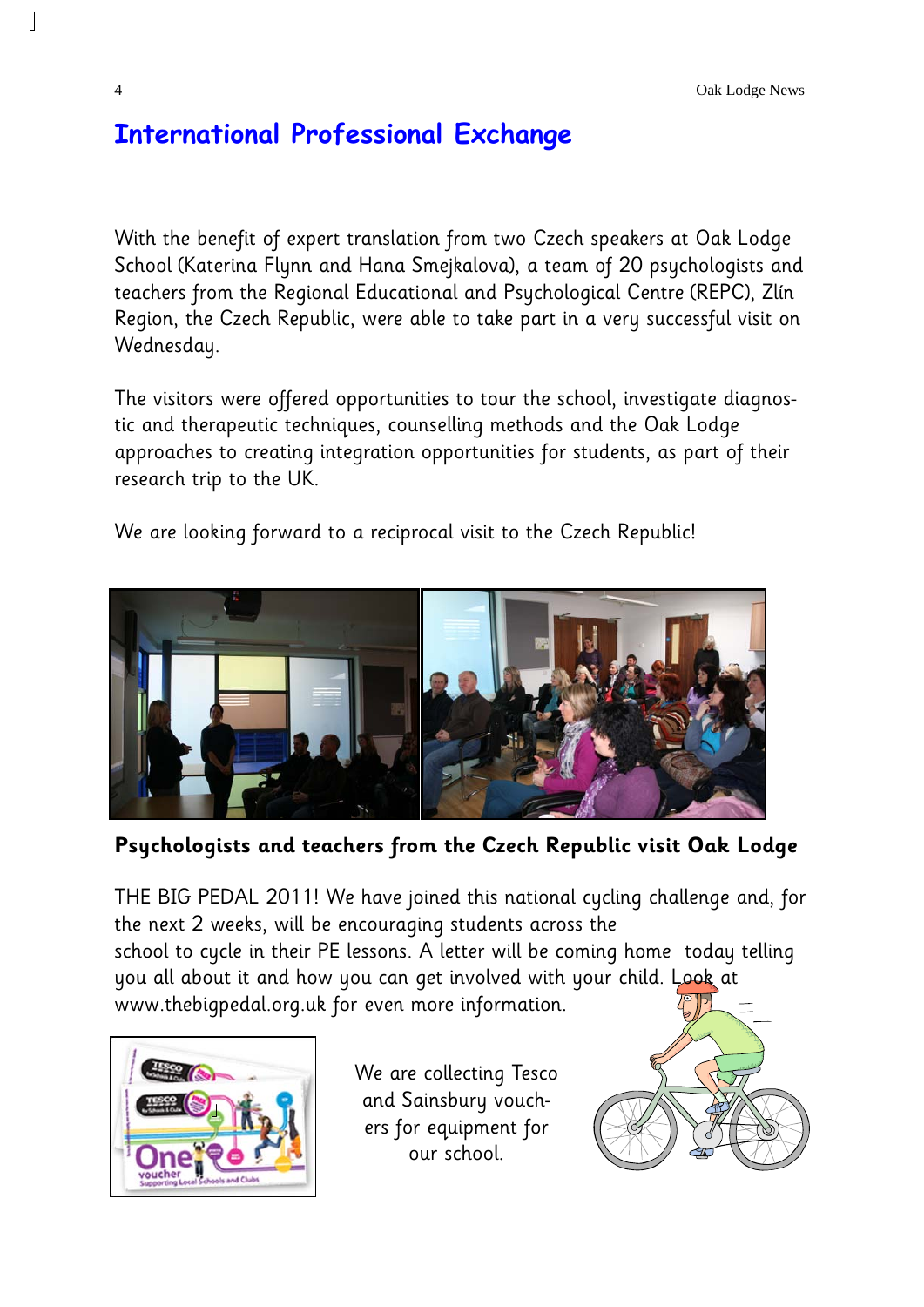## International Professional Exchange

With the benefit of expert translation from two Czech speakers at Oak Lodge School (Katerina Flynn and Hana Smejkalova), a team of 20 psychologists and teachers from the Regional Educational and Psychological Centre (REPC), Zlín Region, the Czech Republic, were able to take part in a very successful visit on Wednesday.

The visitors were offered opportunities to tour the school, investigate diagnostic and therapeutic techniques, counselling methods and the Oak Lodge approaches to creating integration opportunities for students, as part of their research trip to the UK.

We are looking forward to a reciprocal visit to the Czech Republic!

**Psychologists and teachers from the Czech Republic visit Oak Lodge**

THE BIG PEDAL 2011! We have joined this national cycling challenge and, for the next 2 weeks, will be encouraging students across the school to cycle in their PE lessons. A letter will be coming home today telling you all about it and how you can get involved with your child. Look at www.thebigpedal.org.uk for even more information.

We are collecting Tesco and Sainsbury vouchers for equipment for our school.